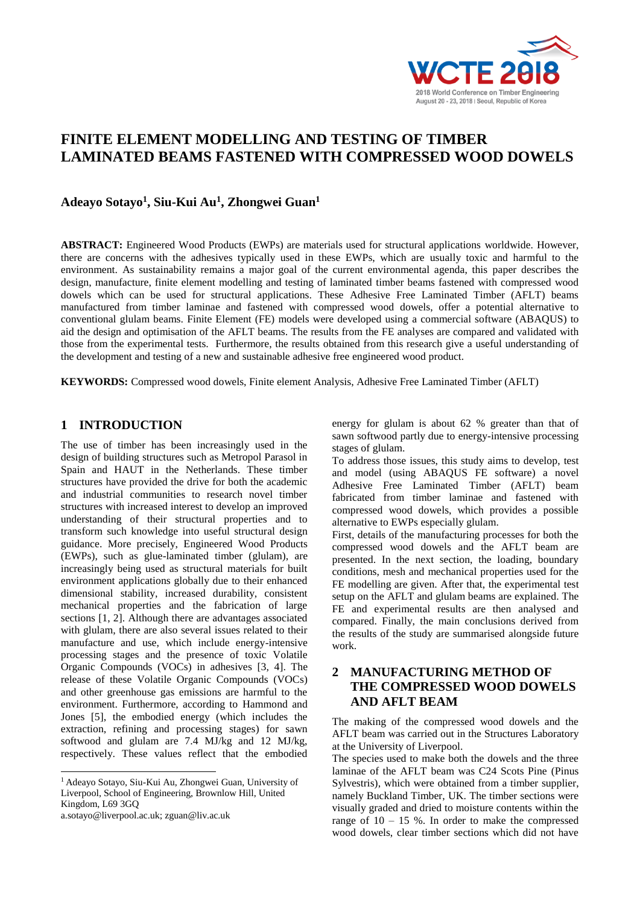# FINITE ELEMENT MODELLING AND TESTING OF TIMBER LAMINATED BEAMS FASTENED WITH COMPRESSED WOOD DOWELS

**Adeayo Sotayo[1], Siu-Kui Au[1], Zhongwei Guan[1]**

**ABSTRACT:** Engineered Wood Products (EWPs) are materials used for structural applications worldwide. However, there are concerns with the adhesives typically used in these EWPs, which are usually toxic and harmful to the environment. As sustainability remains a major goal of the current environmental agenda, this paper describes the design, manufacture, finite element modelling and testing of laminated timber beams fastened with compressed wood dowels which can be used for structural applications. These Adhesive Free Laminated Timber (AFLT) beams manufactured from timber laminae and fastened with compressed wood dowels, offer a potential alternative to conventional glulam beams. Finite Element (FE) models were developed using a commercial software (ABAQUS) to aid the design and optimisation of the AFLT beams. The results from the FE analyses are compared and validated with those from the experimental tests. Furthermore, the results obtained from this research give a useful understanding of the development and testing of a new and sustainable adhesive free engineered wood product.

**KEYWORDS:** Compressed wood dowels, Finite element Analysis, Adhesive Free Laminated Timber (AFLT)

## 1 INTRODUCTION

The use of timber has been increasingly used in the design of building structures such as Metropol Parasol in Spain and HAUT in the Netherlands. These timber structures have provided the drive for both the academic and industrial communities to research novel timber structures with increased interest to develop an improved understanding of their structural properties and to transform such knowledge into useful structural design guidance. More precisely, Engineered Wood Products (EWPs), such as glue-laminated timber (glulam), are increasingly being used as structural materials for built environment applications globally due to their enhanced dimensional stability, increased durability, consistent mechanical properties and the fabrication of large sections [1, 2]. Although there are advantages associated with glulam, there are also several issues related to their manufacture and use, which include energy-intensive processing stages and the presence of toxic Volatile Organic Compounds (VOCs) in adhesives [3, 4]. The release of these Volatile Organic Compounds (VOCs) and other greenhouse gas emissions are harmful to the environment. Furthermore, according to Hammond and Jones [5], the embodied energy (which includes the extraction, refining and processing stages) for sawn softwood and glulam are 7.4 MJ/kg and 12 MJ/kg, respectively. These values reflect that the embodied energy for glulam is about 62 % greater than that of sawn softwood partly due to energy-intensive processing stages of glulam.

To address those issues, this study aims to develop, test and model (using ABAQUS FE software) a novel Adhesive Free Laminated Timber (AFLT) beam fabricated from timber laminae and fastened with compressed wood dowels, which provides a possible alternative to EWPs especially glulam.

First, details of the manufacturing processes for both the compressed wood dowels and the AFLT beam are presented. In the next section, the loading, boundary conditions, mesh and mechanical properties used for the FE modelling are given. After that, the experimental test setup on the AFLT and glulam beams are explained. The FE and experimental results are then analysed and compared. Finally, the main conclusions derived from the results of the study are summarised alongside future work.

## 2 MANUFACTURING METHOD OF THE COMPRESSED WOOD DOWELS AND AFLT BEAM

The making of the compressed wood dowels and the AFLT beam was carried out in the Structures Laboratory at the University of Liverpool.

The species used to make both the dowels and the three laminae of the AFLT beam was C24 Scots Pine (Pinus Sylvestris), which were obtained from a timber supplier, namely Buckland Timber, UK. The timber sections were visually graded and dried to moisture contents within the range of 10 – 15 %. In order to make the compressed wood dowels, clear timber sections which did not have

---

[1] Adeayo Sotayo, Siu-Kui Au, Zhongwei Guan, University of Liverpool, School of Engineering, Brownlow Hill, United Kingdom, L69 3GQ
a.sotayo@liverpool.ac.uk; zguan@liv.ac.uk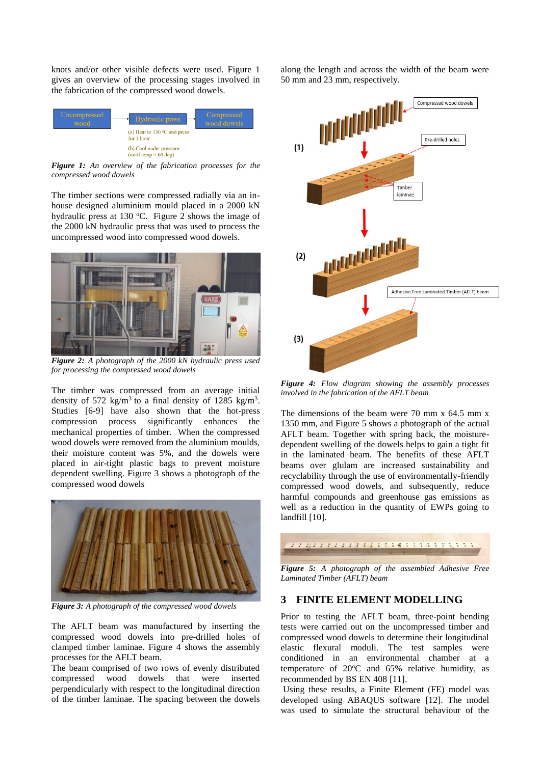knots and/or other visible defects were used. Figure 1 gives an overview of the processing stages involved in the fabrication of the compressed wood dowels.

***Figure 1:*** *An overview of the fabrication processes for the compressed wood dowels*

The timber sections were compressed radially via an in-house designed aluminium mould placed in a 2000 kN hydraulic press at 130 $^{o}$C. Figure 2 shows the image of the 2000 kN hydraulic press that was used to process the uncompressed wood into compressed wood dowels.

***Figure 2:*** *A photograph of the 2000 kN hydraulic press used for processing the compressed wood dowels*

The timber was compressed from an average initial density of 572 kg/m$^3$ to a final density of 1285 kg/m$^3$. Studies [6-9] have also shown that the hot-press compression process significantly enhances the mechanical properties of timber. When the compressed wood dowels were removed from the aluminium moulds, their moisture content was 5%, and the dowels were placed in air-tight plastic bags to prevent moisture dependent swelling. Figure 3 shows a photograph of the compressed wood dowels

***Figure 3:*** *A photograph of the compressed wood dowels*

The AFLT beam was manufactured by inserting the compressed wood dowels into pre-drilled holes of clamped timber laminae. Figure 4 shows the assembly processes for the AFLT beam.

The beam comprised of two rows of evenly distributed compressed wood dowels that were inserted perpendicularly with respect to the longitudinal direction of the timber laminae. The spacing between the dowels along the length and across the width of the beam were 50 mm and 23 mm, respectively.

***Figure 4:*** *Flow diagram showing the assembly processes involved in the fabrication of the AFLT beam*

The dimensions of the beam were 70 mm x 64.5 mm x 1350 mm, and Figure 5 shows a photograph of the actual AFLT beam. Together with spring back, the moisture-dependent swelling of the dowels helps to gain a tight fit in the laminated beam. The benefits of these AFLT beams over glulam are increased sustainability and recyclability through the use of environmentally-friendly compressed wood dowels, and subsequently, reduce harmful compounds and greenhouse gas emissions as well as a reduction in the quantity of EWPs going to landfill [10].

***Figure 5:*** *A photograph of the assembled Adhesive Free Laminated Timber (AFLT) beam*

## 3 FINITE ELEMENT MODELLING

Prior to testing the AFLT beam, three-point bending tests were carried out on the uncompressed timber and compressed wood dowels to determine their longitudinal elastic flexural moduli. The test samples were conditioned in an environmental chamber at a temperature of 20$^{o}$C and 65% relative humidity, as recommended by BS EN 408 [11].

Using these results, a Finite Element (FE) model was developed using ABAQUS software [12]. The model was used to simulate the structural behaviour of the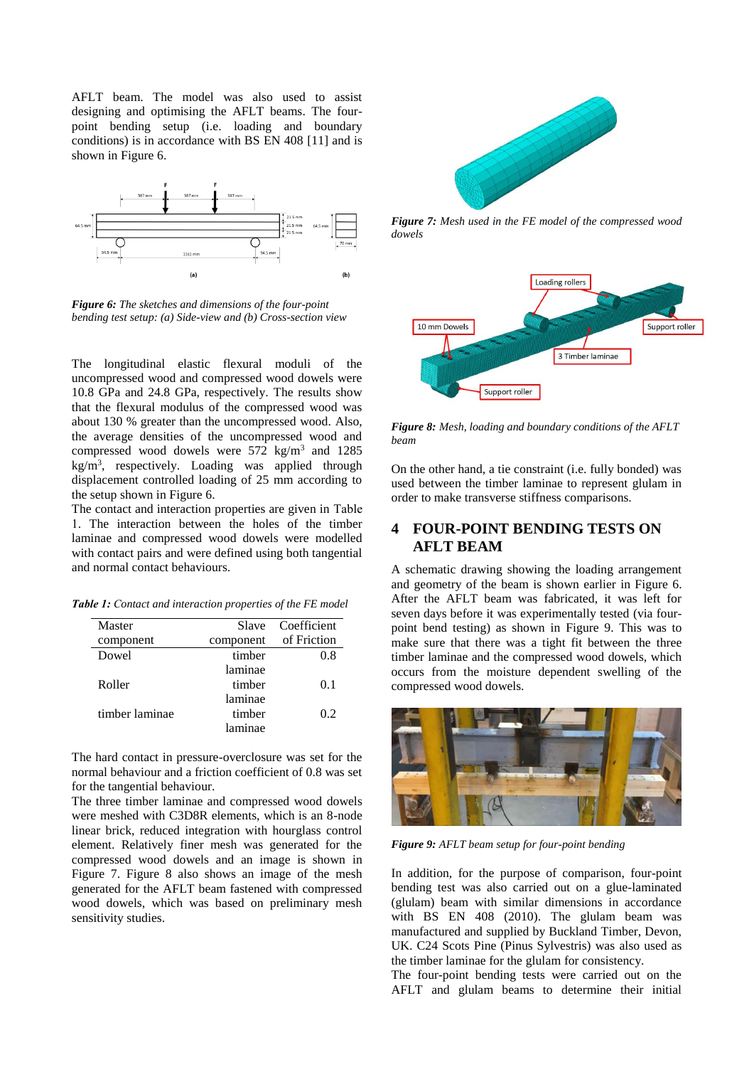AFLT beam. The model was also used to assist designing and optimising the AFLT beams. The four-point bending setup (i.e. loading and boundary conditions) is in accordance with BS EN 408 [11] and is shown in Figure 6.

***Figure 6:*** *The sketches and dimensions of the four-point bending test setup: (a) Side-view and (b) Cross-section view*

The longitudinal elastic flexural moduli of the uncompressed wood and compressed wood dowels were 10.8 GPa and 24.8 GPa, respectively. The results show that the flexural modulus of the compressed wood was about 130 % greater than the uncompressed wood. Also, the average densities of the uncompressed wood and compressed wood dowels were 572 kg/m$^3$ and 1285 kg/m$^3$, respectively. Loading was applied through displacement controlled loading of 25 mm according to the setup shown in Figure 6.

The contact and interaction properties are given in Table 1. The interaction between the holes of the timber laminae and compressed wood dowels were modelled with contact pairs and were defined using both tangential and normal contact behaviours.

***Table 1:*** *Contact and interaction properties of the FE model*

| Master component | Slave component | Coefficient of Friction |
|---|---|---|
| Dowel | timber laminae | 0.8 |
| Roller | timber laminae | 0.1 |
| timber laminae | timber laminae | 0.2 |

The hard contact in pressure-overclosure was set for the normal behaviour and a friction coefficient of 0.8 was set for the tangential behaviour.

The three timber laminae and compressed wood dowels were meshed with C3D8R elements, which is an 8-node linear brick, reduced integration with hourglass control element. Relatively finer mesh was generated for the compressed wood dowels and an image is shown in Figure 7. Figure 8 also shows an image of the mesh generated for the AFLT beam fastened with compressed wood dowels, which was based on preliminary mesh sensitivity studies.

***Figure 7:*** *Mesh used in the FE model of the compressed wood dowels*

***Figure 8:*** *Mesh, loading and boundary conditions of the AFLT beam*

On the other hand, a tie constraint (i.e. fully bonded) was used between the timber laminae to represent glulam in order to make transverse stiffness comparisons.

## 4 FOUR-POINT BENDING TESTS ON AFLT BEAM

A schematic drawing showing the loading arrangement and geometry of the beam is shown earlier in Figure 6. After the AFLT beam was fabricated, it was left for seven days before it was experimentally tested (via four-point bend testing) as shown in Figure 9. This was to make sure that there was a tight fit between the three timber laminae and the compressed wood dowels, which occurs from the moisture dependent swelling of the compressed wood dowels.

***Figure 9:*** *AFLT beam setup for four-point bending*

In addition, for the purpose of comparison, four-point bending test was also carried out on a glue-laminated (glulam) beam with similar dimensions in accordance with BS EN 408 (2010). The glulam beam was manufactured and supplied by Buckland Timber, Devon, UK. C24 Scots Pine (Pinus Sylvestris) was also used as the timber laminae for the glulam for consistency.

The four-point bending tests were carried out on the AFLT and glulam beams to determine their initial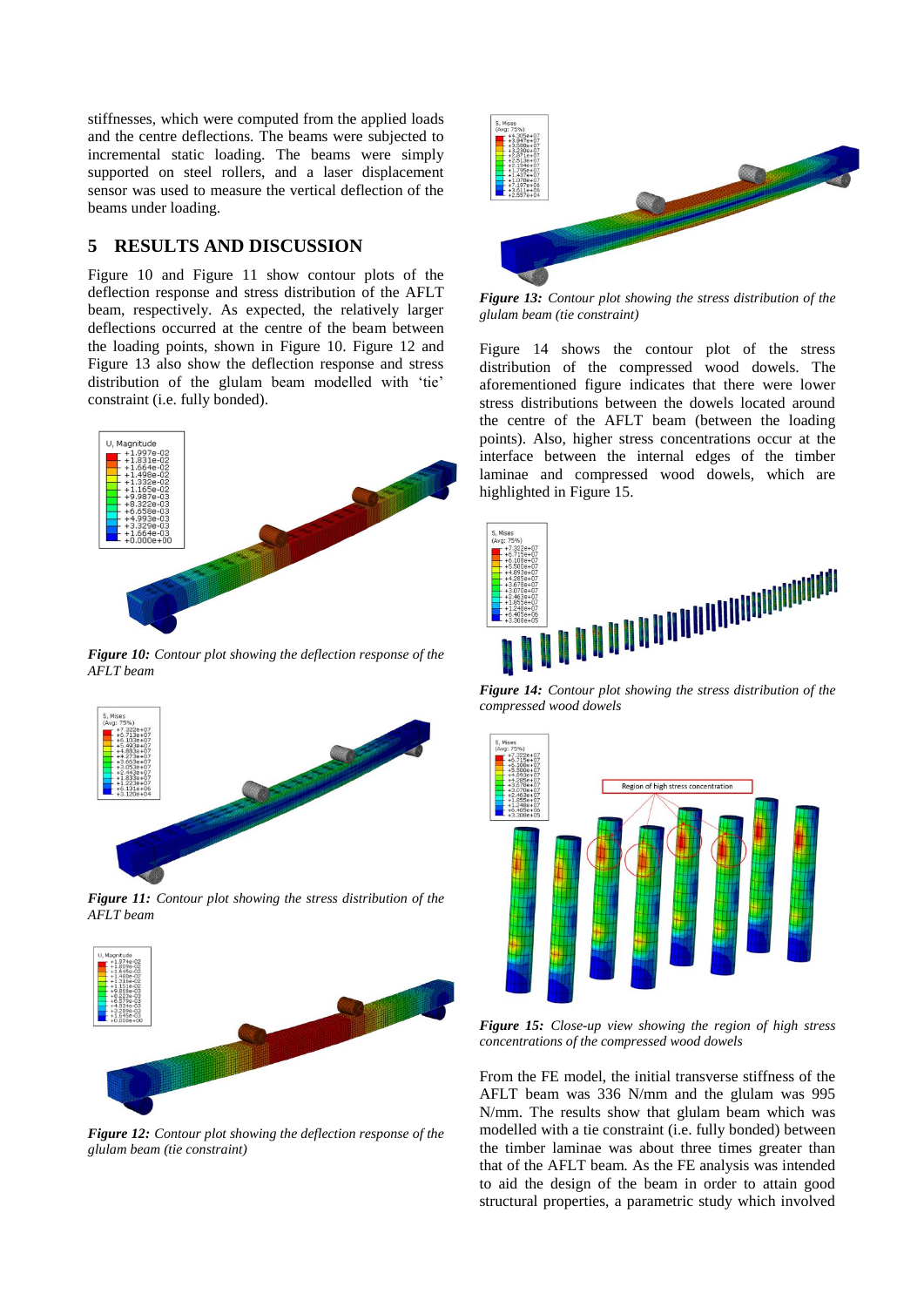stiffnesses, which were computed from the applied loads and the centre deflections. The beams were subjected to incremental static loading. The beams were simply supported on steel rollers, and a laser displacement sensor was used to measure the vertical deflection of the beams under loading.

## 5 RESULTS AND DISCUSSION

Figure 10 and Figure 11 show contour plots of the deflection response and stress distribution of the AFLT beam, respectively. As expected, the relatively larger deflections occurred at the centre of the beam between the loading points, shown in Figure 10. Figure 12 and Figure 13 also show the deflection response and stress distribution of the glulam beam modelled with 'tie' constraint (i.e. fully bonded).

***Figure 10:*** *Contour plot showing the deflection response of the AFLT beam*

***Figure 11:*** *Contour plot showing the stress distribution of the AFLT beam*

***Figure 12:*** *Contour plot showing the deflection response of the glulam beam (tie constraint)*

***Figure 13:*** *Contour plot showing the stress distribution of the glulam beam (tie constraint)*

Figure 14 shows the contour plot of the stress distribution of the compressed wood dowels. The aforementioned figure indicates that there were lower stress distributions between the dowels located around the centre of the AFLT beam (between the loading points). Also, higher stress concentrations occur at the interface between the internal edges of the timber laminae and compressed wood dowels, which are highlighted in Figure 15.

***Figure 14:*** *Contour plot showing the stress distribution of the compressed wood dowels*

***Figure 15:*** *Close-up view showing the region of high stress concentrations of the compressed wood dowels*

From the FE model, the initial transverse stiffness of the AFLT beam was 336 N/mm and the glulam was 995 N/mm. The results show that glulam beam which was modelled with a tie constraint (i.e. fully bonded) between the timber laminae was about three times greater than that of the AFLT beam. As the FE analysis was intended to aid the design of the beam in order to attain good structural properties, a parametric study which involved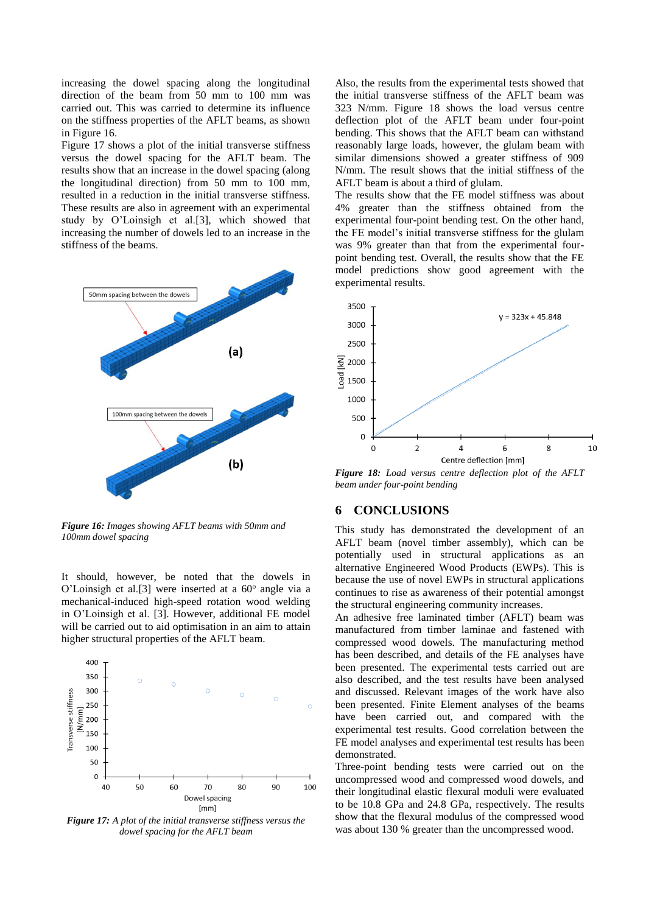increasing the dowel spacing along the longitudinal direction of the beam from 50 mm to 100 mm was carried out. This was carried to determine its influence on the stiffness properties of the AFLT beams, as shown in Figure 16.

Figure 17 shows a plot of the initial transverse stiffness versus the dowel spacing for the AFLT beam. The results show that an increase in the dowel spacing (along the longitudinal direction) from 50 mm to 100 mm, resulted in a reduction in the initial transverse stiffness. These results are also in agreement with an experimental study by O'Loinsigh et al.[3], which showed that increasing the number of dowels led to an increase in the stiffness of the beams.

***Figure 16:*** *Images showing AFLT beams with 50mm and 100mm dowel spacing*

It should, however, be noted that the dowels in O'Loinsigh et al.[3] were inserted at a 60$^o$ angle via a mechanical-induced high-speed rotation wood welding in O'Loinsigh et al. [3]. However, additional FE model will be carried out to aid optimisation in an aim to attain higher structural properties of the AFLT beam.

***Figure 17:*** *A plot of the initial transverse stiffness versus the dowel spacing for the AFLT beam*

Also, the results from the experimental tests showed that the initial transverse stiffness of the AFLT beam was 323 N/mm. Figure 18 shows the load versus centre deflection plot of the AFLT beam under four-point bending. This shows that the AFLT beam can withstand reasonably large loads, however, the glulam beam with similar dimensions showed a greater stiffness of 909 N/mm. The result shows that the initial stiffness of the AFLT beam is about a third of glulam.

The results show that the FE model stiffness was about 4% greater than the stiffness obtained from the experimental four-point bending test. On the other hand, the FE model's initial transverse stiffness for the glulam was 9% greater than that from the experimental four-point bending test. Overall, the results show that the FE model predictions show good agreement with the experimental results.

***Figure 18:*** *Load versus centre deflection plot of the AFLT beam under four-point bending*

## 6 CONCLUSIONS

This study has demonstrated the development of an AFLT beam (novel timber assembly), which can be potentially used in structural applications as an alternative Engineered Wood Products (EWPs). This is because the use of novel EWPs in structural applications continues to rise as awareness of their potential amongst the structural engineering community increases.

An adhesive free laminated timber (AFLT) beam was manufactured from timber laminae and fastened with compressed wood dowels. The manufacturing method has been described, and details of the FE analyses have been presented. The experimental tests carried out are also described, and the test results have been analysed and discussed. Relevant images of the work have also been presented. Finite Element analyses of the beams have been carried out, and compared with the experimental test results. Good correlation between the FE model analyses and experimental test results has been demonstrated.

Three-point bending tests were carried out on the uncompressed wood and compressed wood dowels, and their longitudinal elastic flexural moduli were evaluated to be 10.8 GPa and 24.8 GPa, respectively. The results show that the flexural modulus of the compressed wood was about 130 % greater than the uncompressed wood.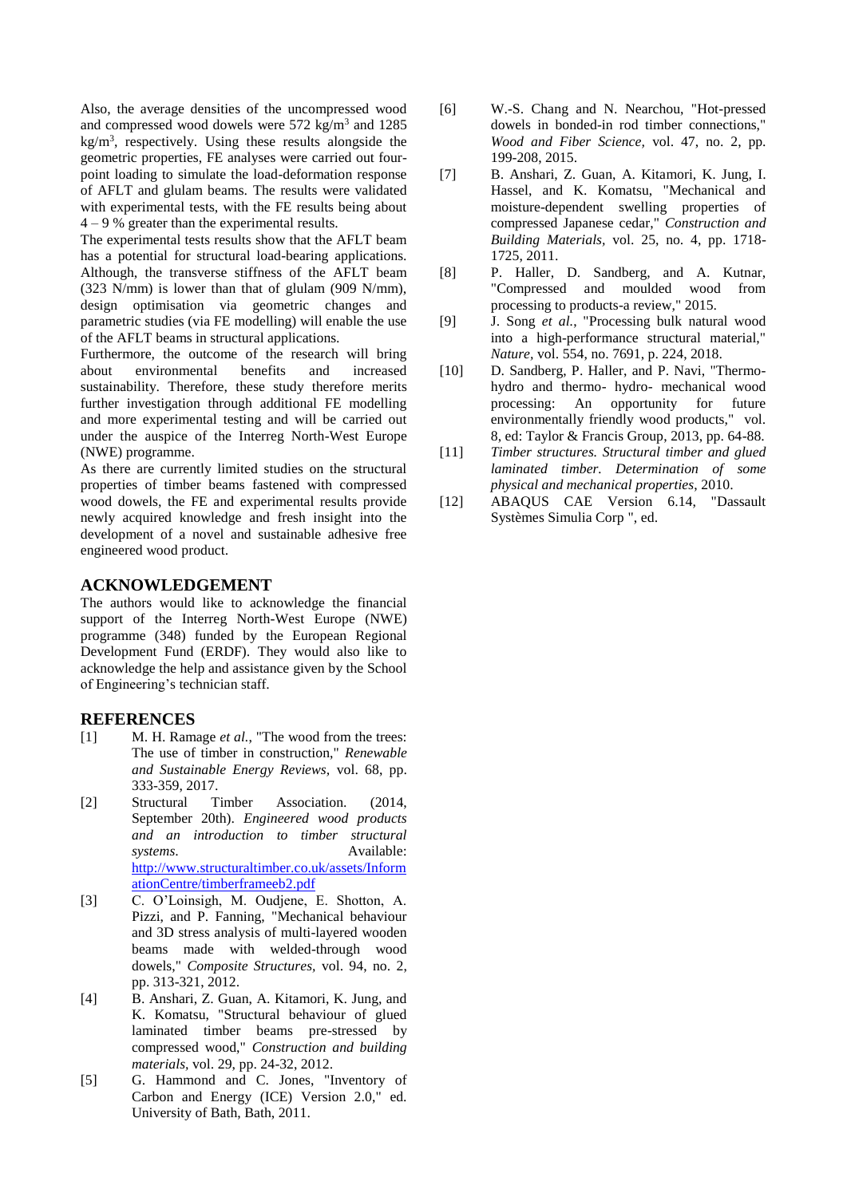Also, the average densities of the uncompressed wood and compressed wood dowels were 572 $kg/m^3$ and 1285 $kg/m^3$, respectively. Using these results alongside the geometric properties, FE analyses were carried out four-point loading to simulate the load-deformation response of AFLT and glulam beams. The results were validated with experimental tests, with the FE results being about 4 – 9 % greater than the experimental results.

The experimental tests results show that the AFLT beam has a potential for structural load-bearing applications. Although, the transverse stiffness of the AFLT beam (323 N/mm) is lower than that of glulam (909 N/mm), design optimisation via geometric changes and parametric studies (via FE modelling) will enable the use of the AFLT beams in structural applications.

Furthermore, the outcome of the research will bring about environmental benefits and increased sustainability. Therefore, these study therefore merits further investigation through additional FE modelling and more experimental testing and will be carried out under the auspice of the Interreg North-West Europe (NWE) programme.

As there are currently limited studies on the structural properties of timber beams fastened with compressed wood dowels, the FE and experimental results provide newly acquired knowledge and fresh insight into the development of a novel and sustainable adhesive free engineered wood product.

## ACKNOWLEDGEMENT

The authors would like to acknowledge the financial support of the Interreg North-West Europe (NWE) programme (348) funded by the European Regional Development Fund (ERDF). They would also like to acknowledge the help and assistance given by the School of Engineering's technician staff.

## REFERENCES

[1] M. H. Ramage *et al.*, "The wood from the trees: The use of timber in construction," *Renewable and Sustainable Energy Reviews*, vol. 68, pp. 333-359, 2017.

[2] Structural Timber Association. (2014, September 20th). *Engineered wood products and an introduction to timber structural systems*. Available: http://www.structuraltimber.co.uk/assets/InformationCentre/timberframeeb2.pdf

[3] C. O'Loinsigh, M. Oudjene, E. Shotton, A. Pizzi, and P. Fanning, "Mechanical behaviour and 3D stress analysis of multi-layered wooden beams made with welded-through wood dowels," *Composite Structures*, vol. 94, no. 2, pp. 313-321, 2012.

[4] B. Anshari, Z. Guan, A. Kitamori, K. Jung, and K. Komatsu, "Structural behaviour of glued laminated timber beams pre-stressed by compressed wood," *Construction and building materials*, vol. 29, pp. 24-32, 2012.

[5] G. Hammond and C. Jones, "Inventory of Carbon and Energy (ICE) Version 2.0," ed. University of Bath, Bath, 2011.

[6] W.-S. Chang and N. Nearchou, "Hot-pressed dowels in bonded-in rod timber connections," *Wood and Fiber Science*, vol. 47, no. 2, pp. 199-208, 2015.

[7] B. Anshari, Z. Guan, A. Kitamori, K. Jung, I. Hassel, and K. Komatsu, "Mechanical and moisture-dependent swelling properties of compressed Japanese cedar," *Construction and Building Materials*, vol. 25, no. 4, pp. 1718-1725, 2011.

[8] P. Haller, D. Sandberg, and A. Kutnar, "Compressed and moulded wood from processing to products-a review," 2015.

[9] J. Song *et al.*, "Processing bulk natural wood into a high-performance structural material," *Nature*, vol. 554, no. 7691, p. 224, 2018.

[10] D. Sandberg, P. Haller, and P. Navi, "Thermo-hydro and thermo- hydro- mechanical wood processing: An opportunity for future environmentally friendly wood products," vol. 8, ed: Taylor & Francis Group, 2013, pp. 64-88.

[11] *Timber structures. Structural timber and glued laminated timber. Determination of some physical and mechanical properties*, 2010.

[12] ABAQUS CAE Version 6.14, "Dassault Systèmes Simulia Corp ", ed.